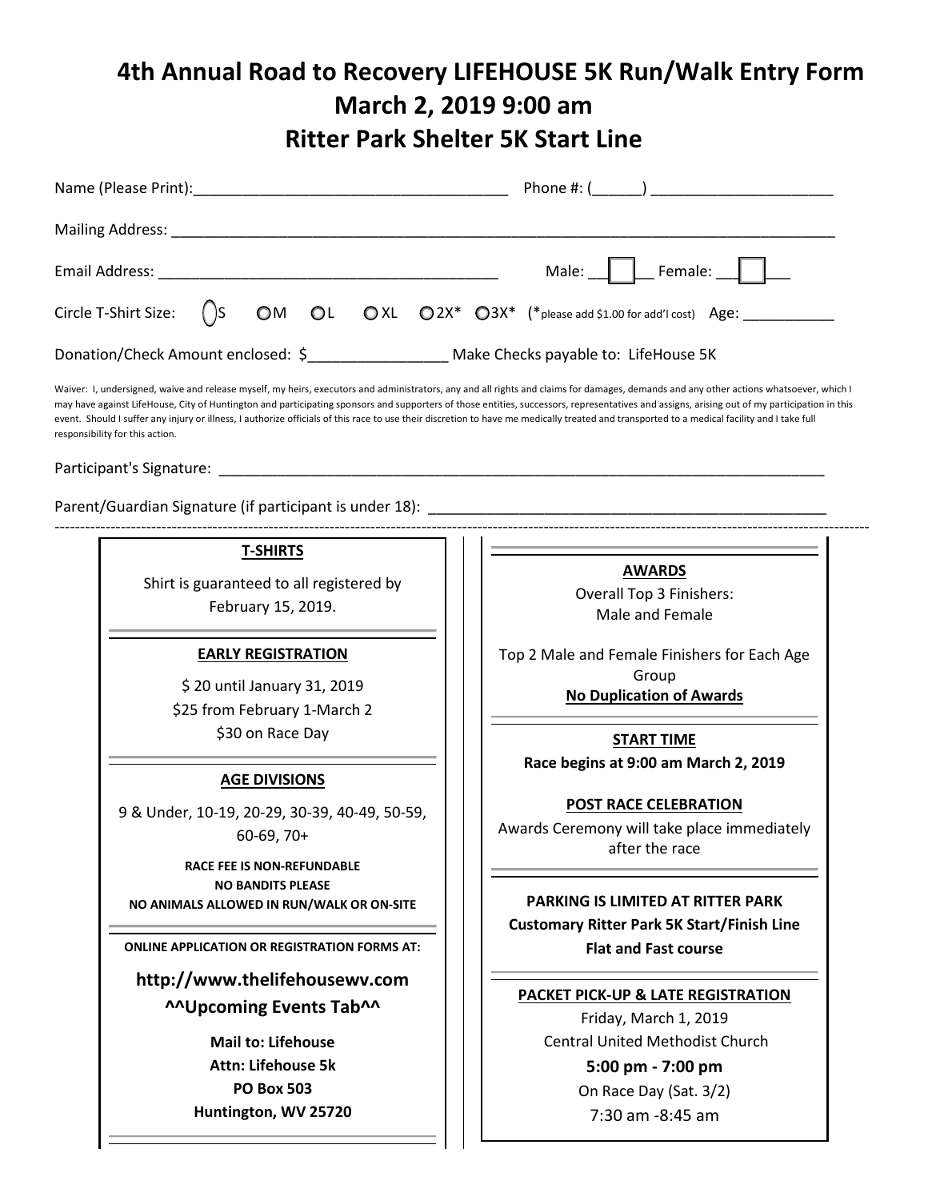# 4th Annual Road to Recovery LIFEHOUSE 5K Run/Walk Entry Form

## March 2, 2019 9:00 am

## Ritter Park Shelter 5K Start Line

Name (Please Print):_____________________________________ Phone #: (______) _____________________

Mailing Address: ___________________________________________________________________________________

Email Address: __________________________________________ Male: ___ Female: ___

Circle T-Shirt Size: ◯S ◯M ◯L ◯XL ◯2X* ◯3X* (*please add $1.00 for add'l cost) Age: ___________

Donation/Check Amount enclosed: $_________________ Make Checks payable to: LifeHouse 5K

Waiver: I, undersigned, waive and release myself, my heirs, executors and administrators, any and all rights and claims for damages, demands and any other actions whatsoever, which I may have against LifeHouse, City of Huntington and participating sponsors and supporters of those entities, successors, representatives and assigns, arising out of my participation in this event. Should I suffer any injury or illness, I authorize officials of this race to use their discretion to have me medically treated and transported to a medical facility and I take full responsibility for this action.

Participant's Signature: ___________________________________________________________________________

Parent/Guardian Signature (if participant is under 18): _________________________________________________

---

**T-SHIRTS**

Shirt is guaranteed to all registered by February 15, 2019.

**EARLY REGISTRATION**

$ 20 until January 31, 2019

$25 from February 1-March 2

$30 on Race Day

**AGE DIVISIONS**

9 & Under, 10-19, 20-29, 30-39, 40-49, 50-59, 60-69, 70+

**RACE FEE IS NON-REFUNDABLE**

**NO BANDITS PLEASE**

**NO ANIMALS ALLOWED IN RUN/WALK OR ON-SITE**

**ONLINE APPLICATION OR REGISTRATION FORMS AT:**

**http://www.thelifehousewv.com**

**^^Upcoming Events Tab^^**

**Mail to: Lifehouse**

**Attn: Lifehouse 5k**

**PO Box 503**

**Huntington, WV 25720**

**AWARDS**

Overall Top 3 Finishers: Male and Female

Top 2 Male and Female Finishers for Each Age Group

**No Duplication of Awards**

**START TIME**

**Race begins at 9:00 am March 2, 2019**

**POST RACE CELEBRATION**

Awards Ceremony will take place immediately after the race

**PARKING IS LIMITED AT RITTER PARK**

**Customary Ritter Park 5K Start/Finish Line**

**Flat and Fast course**

**PACKET PICK-UP & LATE REGISTRATION**

Friday, March 1, 2019

Central United Methodist Church

**5:00 pm - 7:00 pm**

On Race Day (Sat. 3/2)

7:30 am -8:45 am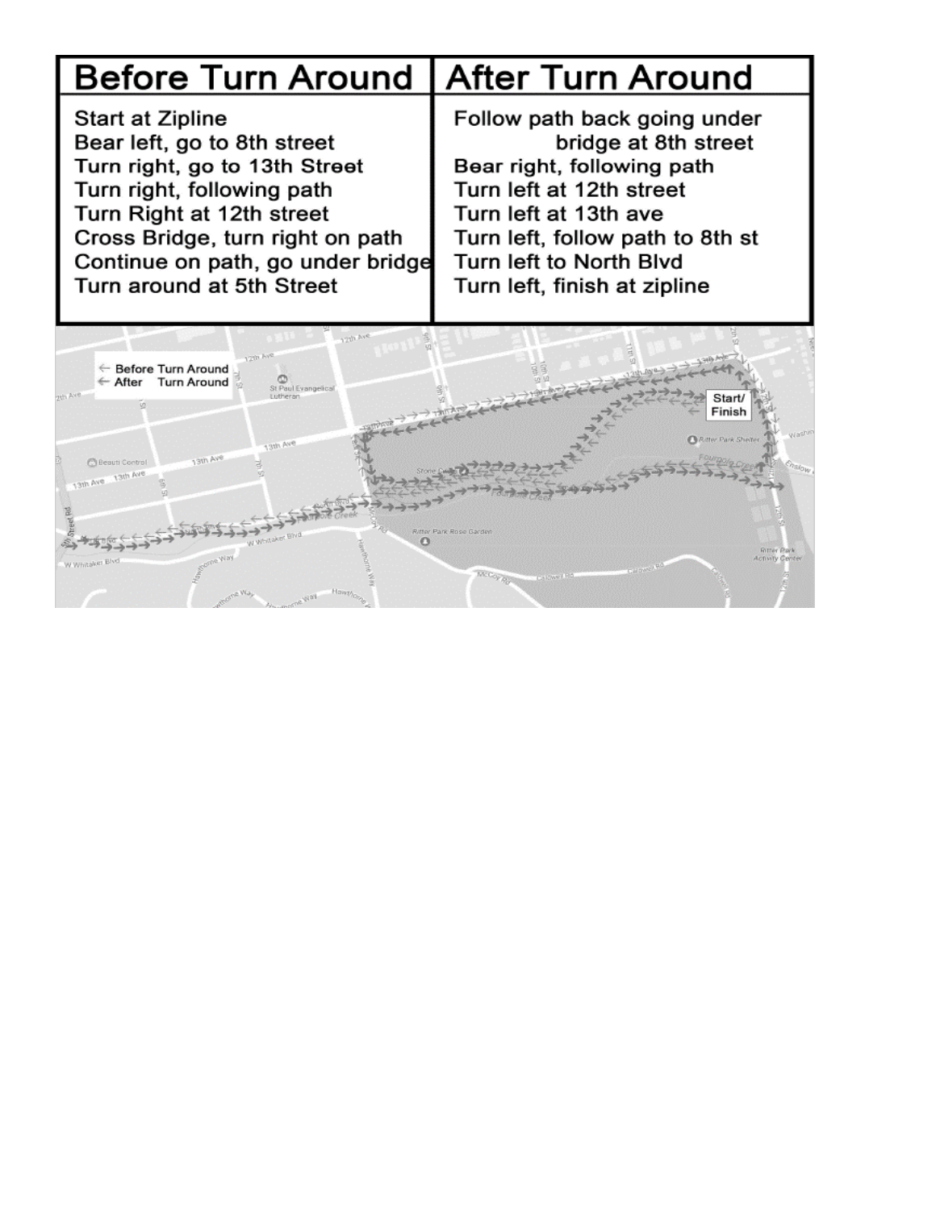| Before Turn Around | After Turn Around |
|---|---|
| Start at Zipline | Follow path back going under bridge at 8th street |
| Bear left, go to 8th street | Bear right, following path |
| Turn right, go to 13th Street | Turn left at 12th street |
| Turn right, following path | Turn left at 13th ave |
| Turn Right at 12th street | Turn left, follow path to 8th st |
| Cross Bridge, turn right on path | Turn left to North Blvd |
| Continue on path, go under bridge | Turn left, finish at zipline |
| Turn around at 5th Street | |

← Before Turn Around
← After Turn Around

Start/
Finish